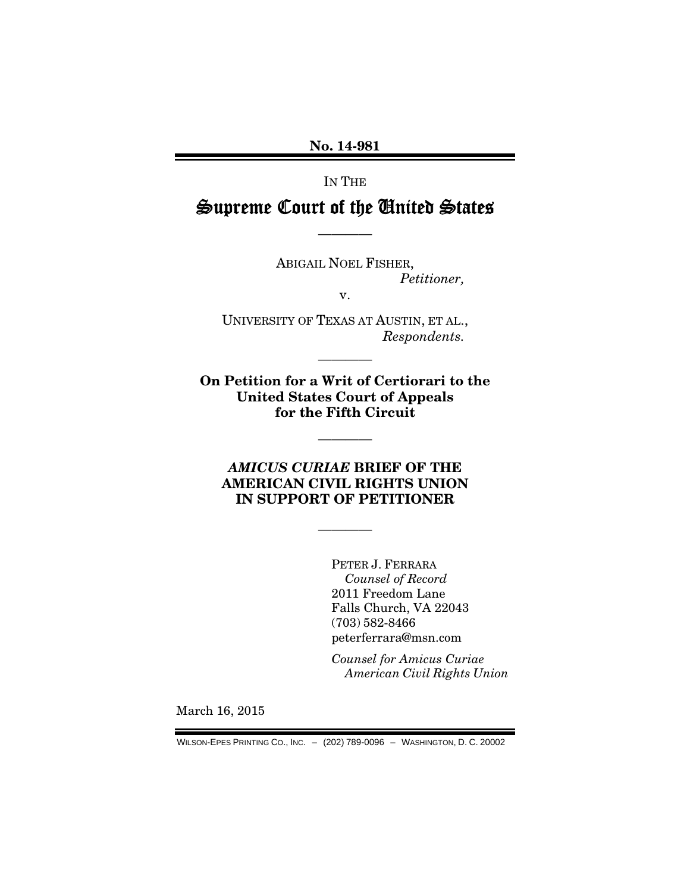**No. 14-981**

IN THE

# Supreme Court of the United States

————

ABIGAIL NOEL FISHER,
*Petitioner,*

v.

UNIVERSITY OF TEXAS AT AUSTIN, ET AL.,
*Respondents.*

————

**On Petition for a Writ of Certiorari to the United States Court of Appeals for the Fifth Circuit**

————

## *AMICUS CURIAE* BRIEF OF THE AMERICAN CIVIL RIGHTS UNION IN SUPPORT OF PETITIONER

————

PETER J. FERRARA
*Counsel of Record*
2011 Freedom Lane
Falls Church, VA 22043
(703) 582-8466
peterferrara@msn.com

*Counsel for Amicus Curiae American Civil Rights Union*

March 16, 2015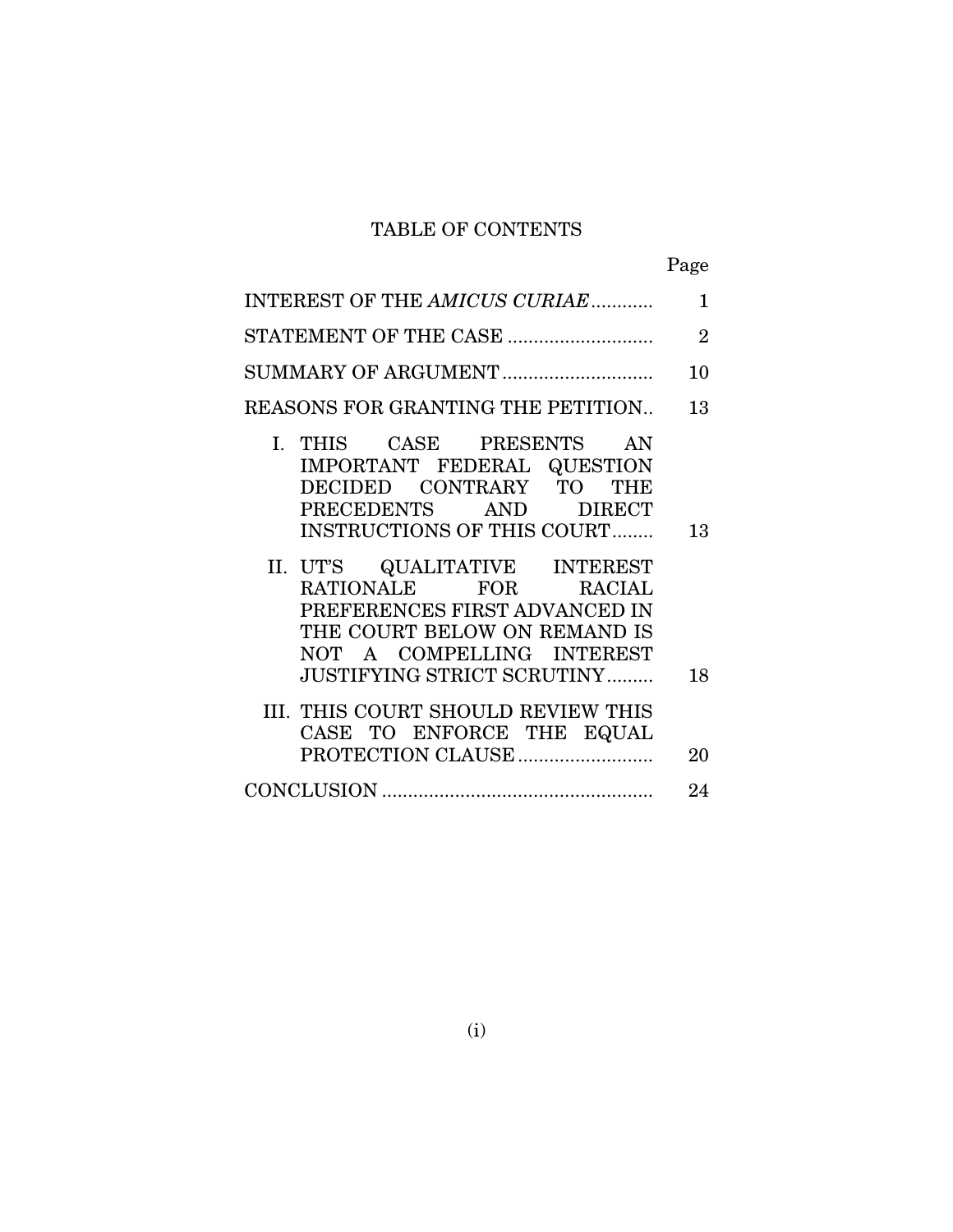# TABLE OF CONTENTS

| | Page |
|---|---|
| INTEREST OF THE *AMICUS CURIAE* | 1 |
| STATEMENT OF THE CASE | 2 |
| SUMMARY OF ARGUMENT | 10 |
| REASONS FOR GRANTING THE PETITION | 13 |
| I. THIS CASE PRESENTS AN IMPORTANT FEDERAL QUESTION DECIDED CONTRARY TO THE PRECEDENTS AND DIRECT INSTRUCTIONS OF THIS COURT | 13 |
| II. UT'S QUALITATIVE INTEREST RATIONALE FOR RACIAL PREFERENCES FIRST ADVANCED IN THE COURT BELOW ON REMAND IS NOT A COMPELLING INTEREST JUSTIFYING STRICT SCRUTINY | 18 |
| III. THIS COURT SHOULD REVIEW THIS CASE TO ENFORCE THE EQUAL PROTECTION CLAUSE | 20 |
| CONCLUSION | 24 |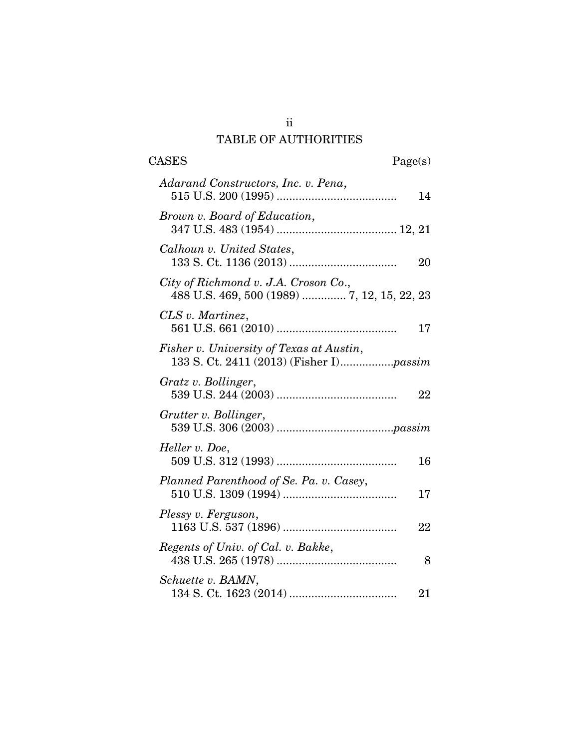# TABLE OF AUTHORITIES

| CASES | Page(s) |
|---|---|
| *Adarand Constructors, Inc. v. Pena*, 515 U.S. 200 (1995) | 14 |
| *Brown v. Board of Education*, 347 U.S. 483 (1954) | 12, 21 |
| *Calhoun v. United States*, 133 S. Ct. 1136 (2013) | 20 |
| *City of Richmond v. J.A. Croson Co.*, 488 U.S. 469, 500 (1989) | 7, 12, 15, 22, 23 |
| *CLS v. Martinez*, 561 U.S. 661 (2010) | 17 |
| *Fisher v. University of Texas at Austin*, 133 S. Ct. 2411 (2013) (Fisher I) | *passim* |
| *Gratz v. Bollinger*, 539 U.S. 244 (2003) | 22 |
| *Grutter v. Bollinger*, 539 U.S. 306 (2003) | *passim* |
| *Heller v. Doe*, 509 U.S. 312 (1993) | 16 |
| *Planned Parenthood of Se. Pa. v. Casey*, 510 U.S. 1309 (1994) | 17 |
| *Plessy v. Ferguson*, 1163 U.S. 537 (1896) | 22 |
| *Regents of Univ. of Cal. v. Bakke*, 438 U.S. 265 (1978) | 8 |
| *Schuette v. BAMN*, 134 S. Ct. 1623 (2014) | 21 |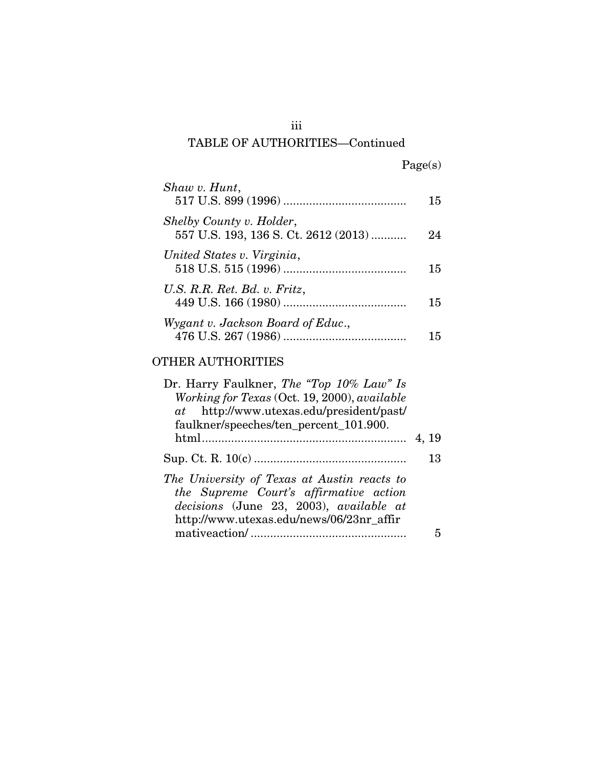TABLE OF AUTHORITIES—Continued

| | Page(s) |
|---|---|
| *Shaw v. Hunt*, 517 U.S. 899 (1996) | 15 |
| *Shelby County v. Holder*, 557 U.S. 193, 136 S. Ct. 2612 (2013) | 24 |
| *United States v. Virginia*, 518 U.S. 515 (1996) | 15 |
| *U.S. R.R. Ret. Bd. v. Fritz*, 449 U.S. 166 (1980) | 15 |
| *Wygant v. Jackson Board of Educ.*, 476 U.S. 267 (1986) | 15 |

OTHER AUTHORITIES

| | |
|---|---|
| Dr. Harry Faulkner, *The "Top 10% Law" Is Working for Texas* (Oct. 19, 2000), *available at* http://www.utexas.edu/president/past/faulkner/speeches/ten_percent_101.900.html | 4, 19 |
| Sup. Ct. R. 10(c) | 13 |
| *The University of Texas at Austin reacts to the Supreme Court's affirmative action decisions* (June 23, 2003), *available at* http://www.utexas.edu/news/06/23nr_affirmativeaction/ | 5 |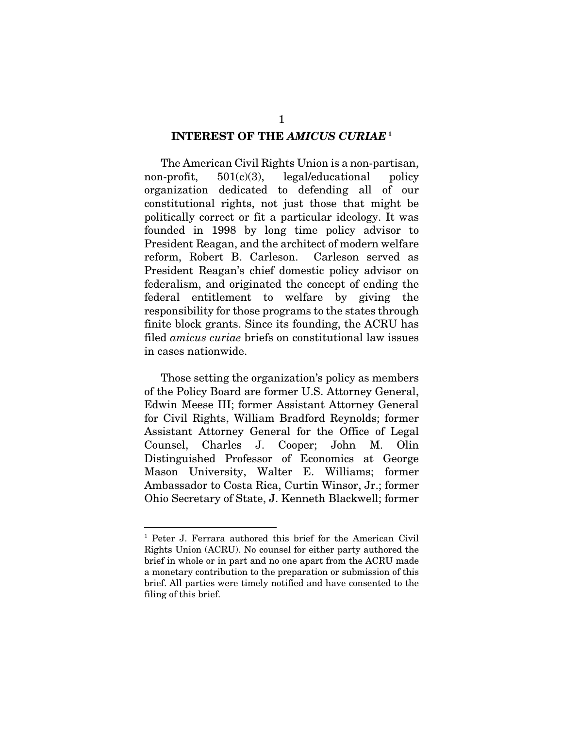## INTEREST OF THE *AMICUS CURIAE* [1]

The American Civil Rights Union is a non-partisan, non-profit, 501(c)(3), legal/educational policy organization dedicated to defending all of our constitutional rights, not just those that might be politically correct or fit a particular ideology. It was founded in 1998 by long time policy advisor to President Reagan, and the architect of modern welfare reform, Robert B. Carleson. Carleson served as President Reagan's chief domestic policy advisor on federalism, and originated the concept of ending the federal entitlement to welfare by giving the responsibility for those programs to the states through finite block grants. Since its founding, the ACRU has filed *amicus curiae* briefs on constitutional law issues in cases nationwide.

Those setting the organization's policy as members of the Policy Board are former U.S. Attorney General, Edwin Meese III; former Assistant Attorney General for Civil Rights, William Bradford Reynolds; former Assistant Attorney General for the Office of Legal Counsel, Charles J. Cooper; John M. Olin Distinguished Professor of Economics at George Mason University, Walter E. Williams; former Ambassador to Costa Rica, Curtin Winsor, Jr.; former Ohio Secretary of State, J. Kenneth Blackwell; former

---

[1] Peter J. Ferrara authored this brief for the American Civil Rights Union (ACRU). No counsel for either party authored the brief in whole or in part and no one apart from the ACRU made a monetary contribution to the preparation or submission of this brief. All parties were timely notified and have consented to the filing of this brief.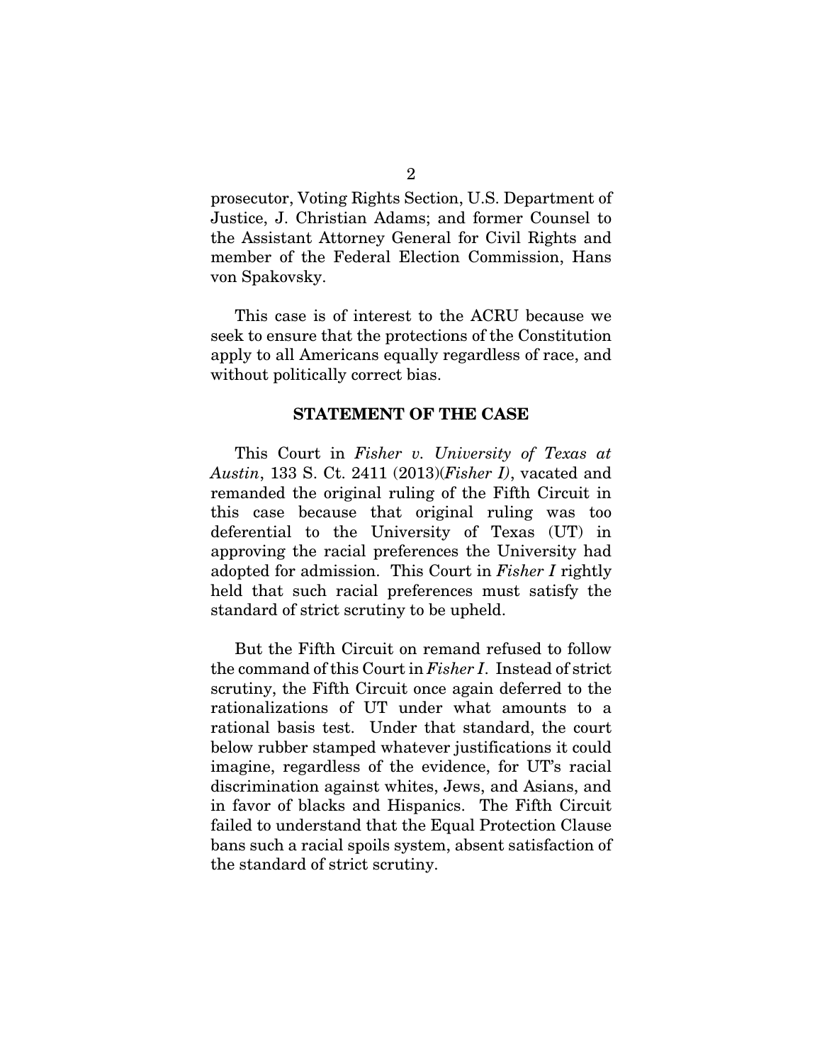prosecutor, Voting Rights Section, U.S. Department of Justice, J. Christian Adams; and former Counsel to the Assistant Attorney General for Civil Rights and member of the Federal Election Commission, Hans von Spakovsky.

This case is of interest to the ACRU because we seek to ensure that the protections of the Constitution apply to all Americans equally regardless of race, and without politically correct bias.

## STATEMENT OF THE CASE

This Court in *Fisher v. University of Texas at Austin*, 133 S. Ct. 2411 (2013)(*Fisher I)*, vacated and remanded the original ruling of the Fifth Circuit in this case because that original ruling was too deferential to the University of Texas (UT) in approving the racial preferences the University had adopted for admission. This Court in *Fisher I* rightly held that such racial preferences must satisfy the standard of strict scrutiny to be upheld.

But the Fifth Circuit on remand refused to follow the command of this Court in *Fisher I*. Instead of strict scrutiny, the Fifth Circuit once again deferred to the rationalizations of UT under what amounts to a rational basis test. Under that standard, the court below rubber stamped whatever justifications it could imagine, regardless of the evidence, for UT's racial discrimination against whites, Jews, and Asians, and in favor of blacks and Hispanics. The Fifth Circuit failed to understand that the Equal Protection Clause bans such a racial spoils system, absent satisfaction of the standard of strict scrutiny.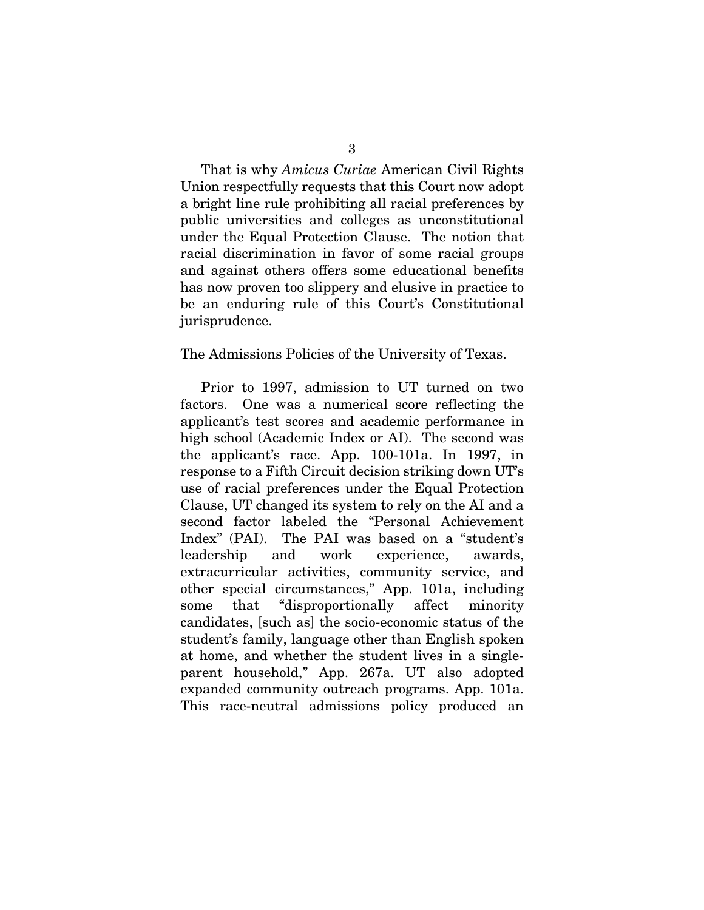That is why *Amicus Curiae* American Civil Rights Union respectfully requests that this Court now adopt a bright line rule prohibiting all racial preferences by public universities and colleges as unconstitutional under the Equal Protection Clause. The notion that racial discrimination in favor of some racial groups and against others offers some educational benefits has now proven too slippery and elusive in practice to be an enduring rule of this Court's Constitutional jurisprudence.

The Admissions Policies of the University of Texas.

Prior to 1997, admission to UT turned on two factors. One was a numerical score reflecting the applicant's test scores and academic performance in high school (Academic Index or AI). The second was the applicant's race. App. 100-101a. In 1997, in response to a Fifth Circuit decision striking down UT's use of racial preferences under the Equal Protection Clause, UT changed its system to rely on the AI and a second factor labeled the "Personal Achievement Index" (PAI). The PAI was based on a "student's leadership and work experience, awards, extracurricular activities, community service, and other special circumstances," App. 101a, including some that "disproportionally affect minority candidates, [such as] the socio-economic status of the student's family, language other than English spoken at home, and whether the student lives in a single-parent household," App. 267a. UT also adopted expanded community outreach programs. App. 101a. This race-neutral admissions policy produced an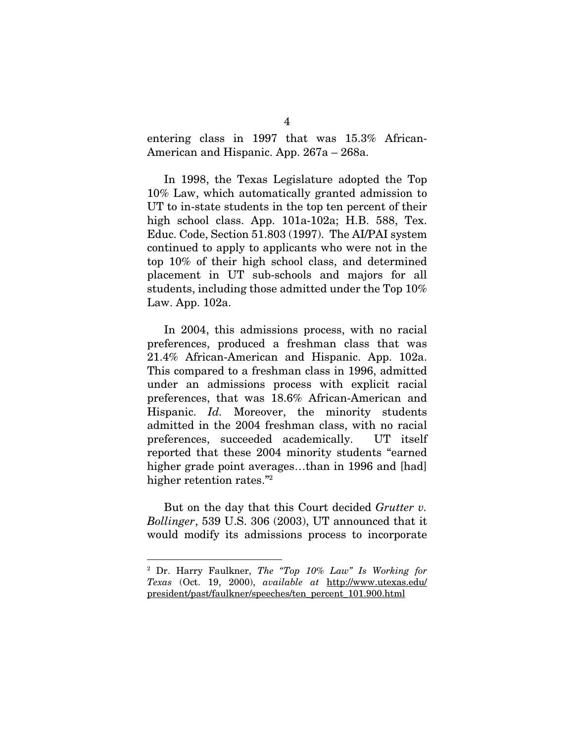entering class in 1997 that was 15.3% African-American and Hispanic. App. 267a – 268a.

In 1998, the Texas Legislature adopted the Top 10% Law, which automatically granted admission to UT to in-state students in the top ten percent of their high school class. App. 101a-102a; H.B. 588, Tex. Educ. Code, Section 51.803 (1997). The AI/PAI system continued to apply to applicants who were not in the top 10% of their high school class, and determined placement in UT sub-schools and majors for all students, including those admitted under the Top 10% Law. App. 102a.

In 2004, this admissions process, with no racial preferences, produced a freshman class that was 21.4% African-American and Hispanic. App. 102a. This compared to a freshman class in 1996, admitted under an admissions process with explicit racial preferences, that was 18.6% African-American and Hispanic. *Id.* Moreover, the minority students admitted in the 2004 freshman class, with no racial preferences, succeeded academically. UT itself reported that these 2004 minority students "earned higher grade point averages…than in 1996 and [had] higher retention rates."[2]

But on the day that this Court decided *Grutter v. Bollinger*, 539 U.S. 306 (2003), UT announced that it would modify its admissions process to incorporate

---

[2] Dr. Harry Faulkner, *The "Top 10% Law" Is Working for Texas* (Oct. 19, 2000), *available at* http://www.utexas.edu/president/past/faulkner/speeches/ten_percent_101.900.html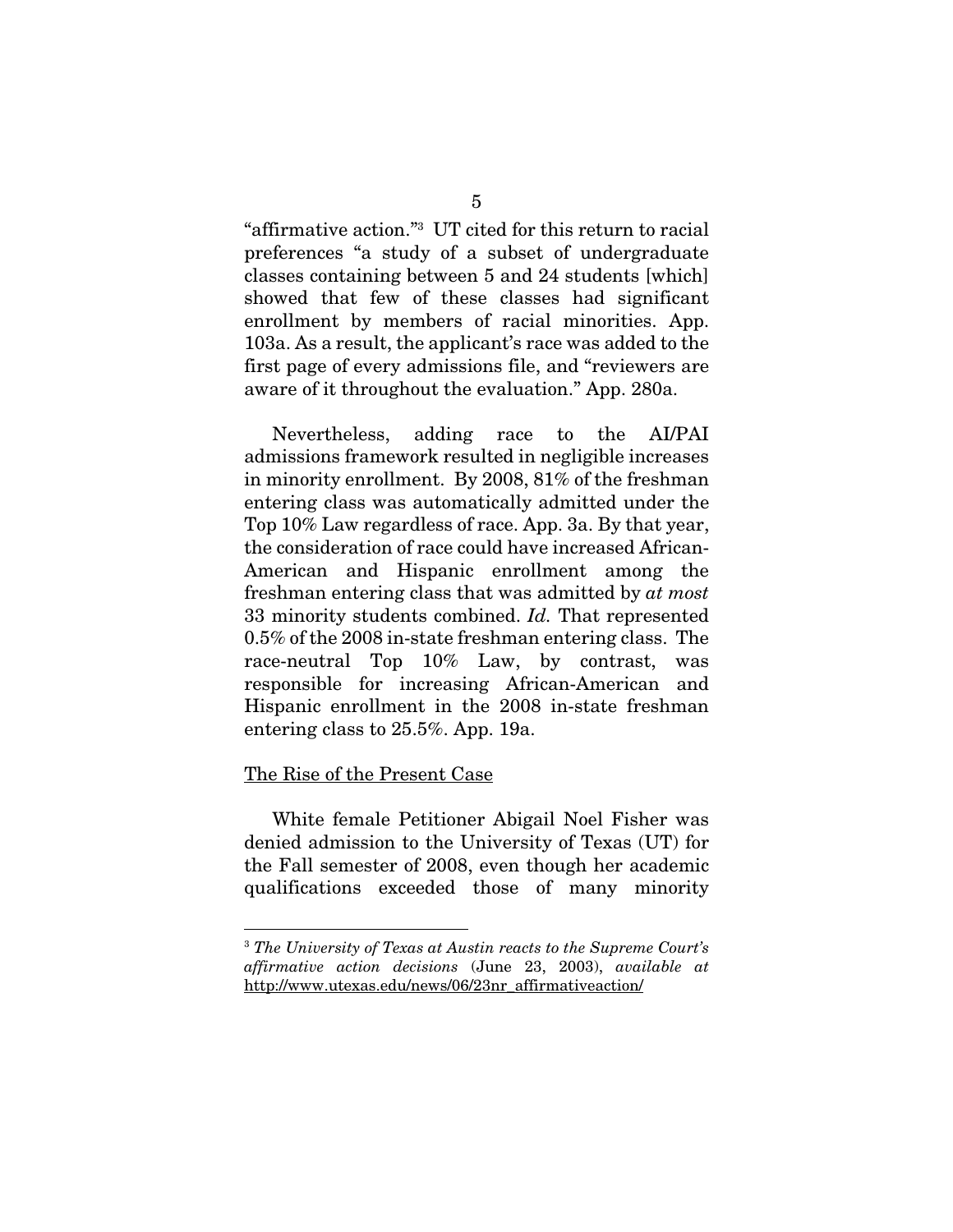"affirmative action."[3] UT cited for this return to racial preferences "a study of a subset of undergraduate classes containing between 5 and 24 students [which] showed that few of these classes had significant enrollment by members of racial minorities. App. 103a. As a result, the applicant's race was added to the first page of every admissions file, and "reviewers are aware of it throughout the evaluation." App. 280a.

Nevertheless, adding race to the AI/PAI admissions framework resulted in negligible increases in minority enrollment. By 2008, 81% of the freshman entering class was automatically admitted under the Top 10% Law regardless of race. App. 3a. By that year, the consideration of race could have increased African-American and Hispanic enrollment among the freshman entering class that was admitted by *at most* 33 minority students combined. *Id.* That represented 0.5% of the 2008 in-state freshman entering class. The race-neutral Top 10% Law, by contrast, was responsible for increasing African-American and Hispanic enrollment in the 2008 in-state freshman entering class to 25.5%. App. 19a.

<u>The Rise of the Present Case</u>

White female Petitioner Abigail Noel Fisher was denied admission to the University of Texas (UT) for the Fall semester of 2008, even though her academic qualifications exceeded those of many minority

[3] *The University of Texas at Austin reacts to the Supreme Court's affirmative action decisions* (June 23, 2003), *available at* http://www.utexas.edu/news/06/23nr_affirmativeaction/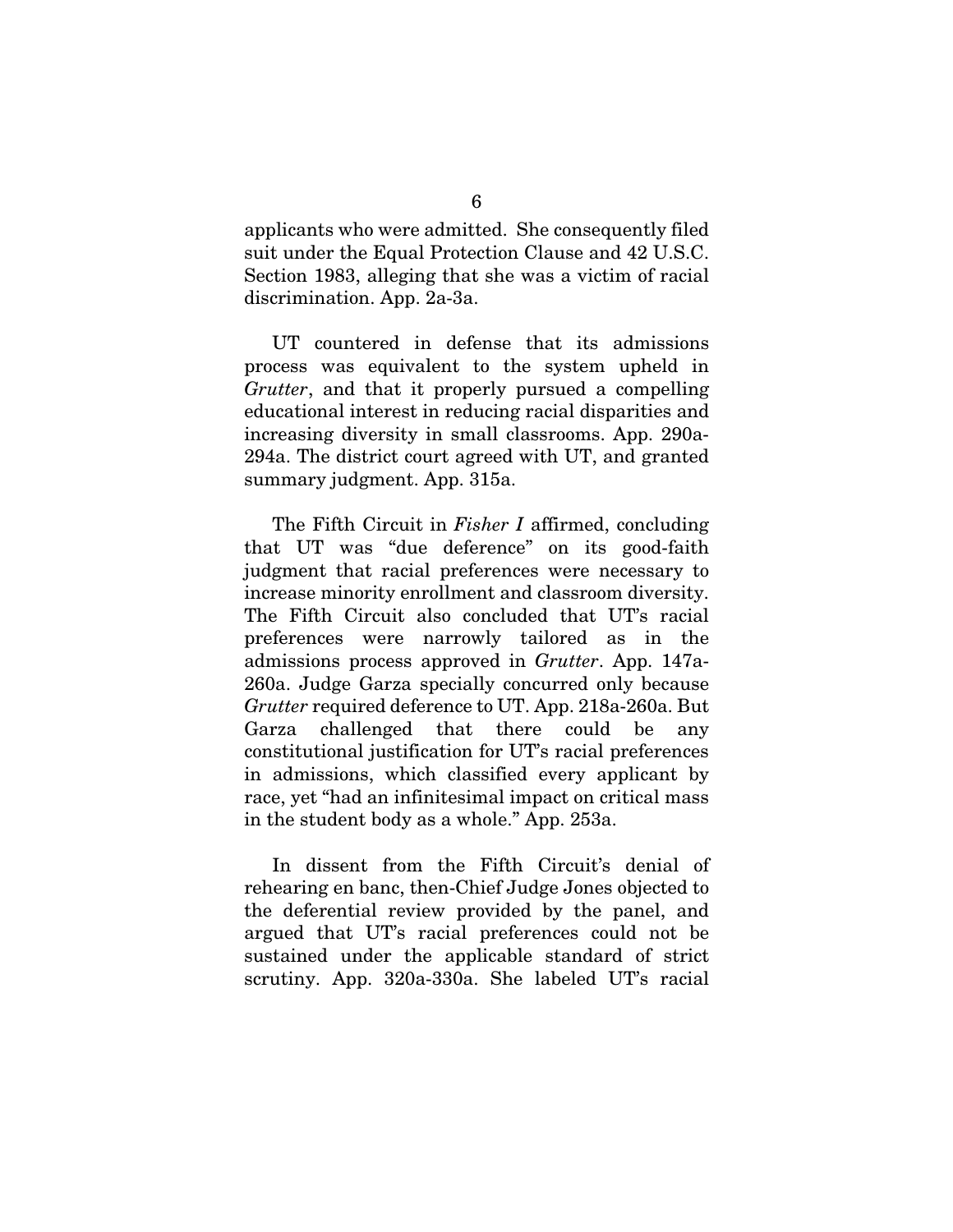applicants who were admitted. She consequently filed suit under the Equal Protection Clause and 42 U.S.C. Section 1983, alleging that she was a victim of racial discrimination. App. 2a-3a.

UT countered in defense that its admissions process was equivalent to the system upheld in *Grutter*, and that it properly pursued a compelling educational interest in reducing racial disparities and increasing diversity in small classrooms. App. 290a-294a. The district court agreed with UT, and granted summary judgment. App. 315a.

The Fifth Circuit in *Fisher I* affirmed, concluding that UT was "due deference" on its good-faith judgment that racial preferences were necessary to increase minority enrollment and classroom diversity. The Fifth Circuit also concluded that UT's racial preferences were narrowly tailored as in the admissions process approved in *Grutter*. App. 147a-260a. Judge Garza specially concurred only because *Grutter* required deference to UT. App. 218a-260a. But Garza challenged that there could be any constitutional justification for UT's racial preferences in admissions, which classified every applicant by race, yet "had an infinitesimal impact on critical mass in the student body as a whole." App. 253a.

In dissent from the Fifth Circuit's denial of rehearing en banc, then-Chief Judge Jones objected to the deferential review provided by the panel, and argued that UT's racial preferences could not be sustained under the applicable standard of strict scrutiny. App. 320a-330a. She labeled UT's racial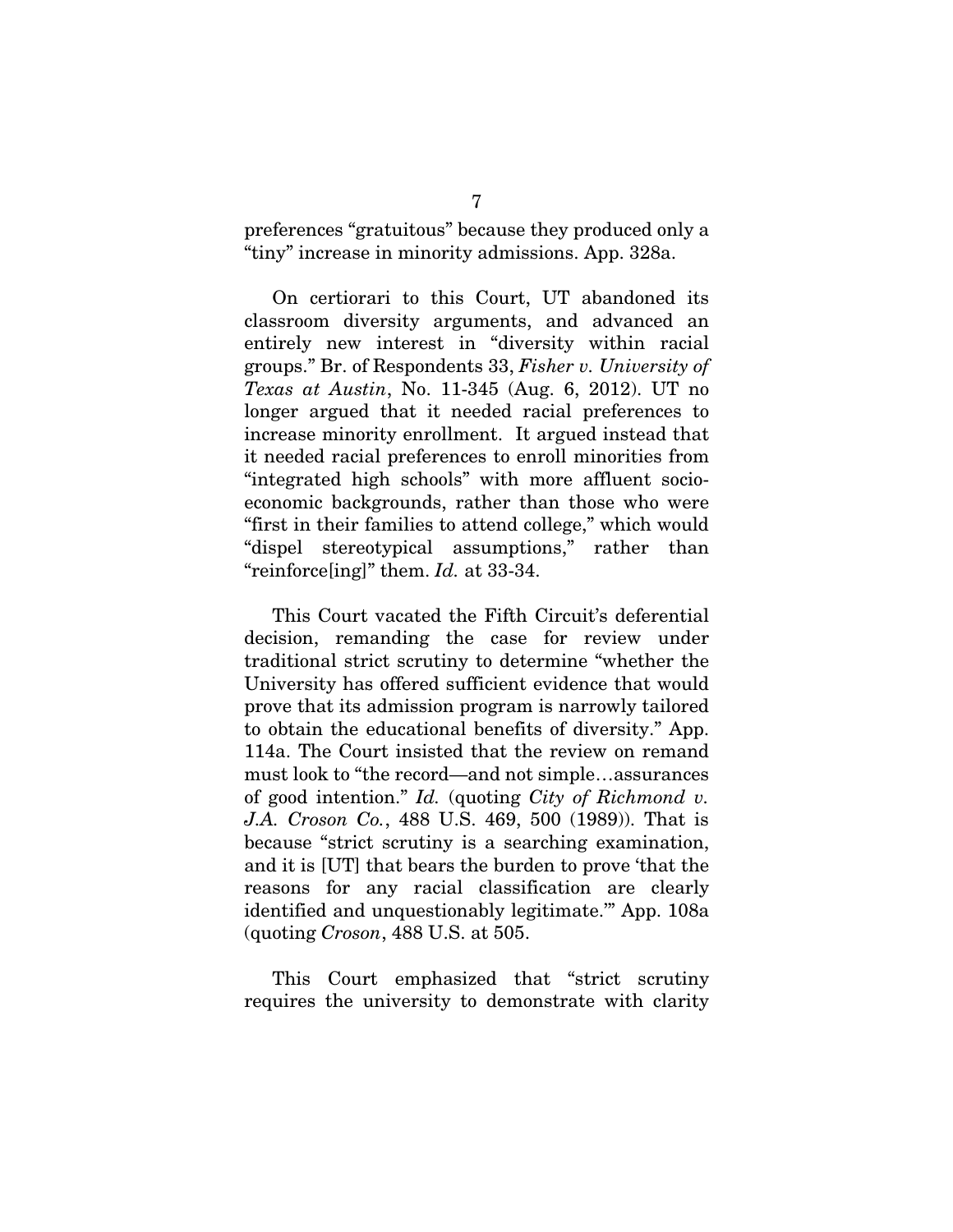preferences "gratuitous" because they produced only a "tiny" increase in minority admissions. App. 328a.

On certiorari to this Court, UT abandoned its classroom diversity arguments, and advanced an entirely new interest in "diversity within racial groups." Br. of Respondents 33, *Fisher v. University of Texas at Austin*, No. 11-345 (Aug. 6, 2012). UT no longer argued that it needed racial preferences to increase minority enrollment. It argued instead that it needed racial preferences to enroll minorities from "integrated high schools" with more affluent socio-economic backgrounds, rather than those who were "first in their families to attend college," which would "dispel stereotypical assumptions," rather than "reinforce[ing]" them. *Id.* at 33-34.

This Court vacated the Fifth Circuit's deferential decision, remanding the case for review under traditional strict scrutiny to determine "whether the University has offered sufficient evidence that would prove that its admission program is narrowly tailored to obtain the educational benefits of diversity." App. 114a. The Court insisted that the review on remand must look to "the record—and not simple…assurances of good intention." *Id.* (quoting *City of Richmond v. J.A. Croson Co.*, 488 U.S. 469, 500 (1989)). That is because "strict scrutiny is a searching examination, and it is [UT] that bears the burden to prove 'that the reasons for any racial classification are clearly identified and unquestionably legitimate.'" App. 108a (quoting *Croson*, 488 U.S. at 505.

This Court emphasized that "strict scrutiny requires the university to demonstrate with clarity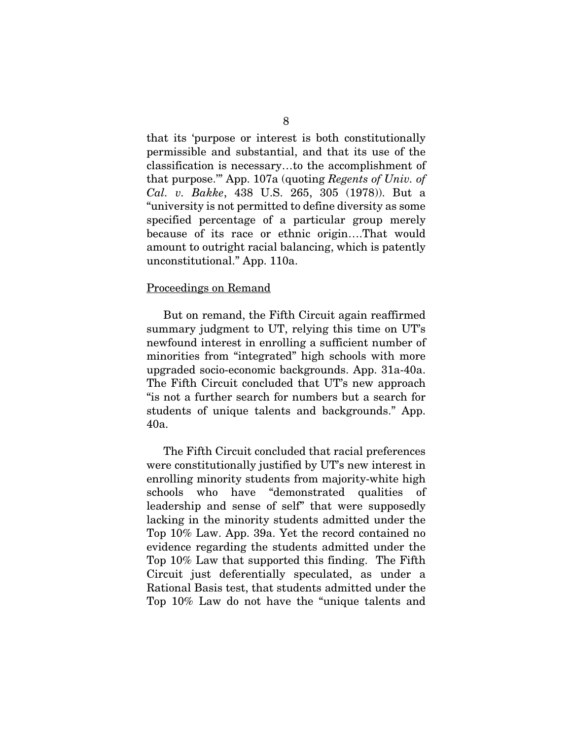that its 'purpose or interest is both constitutionally permissible and substantial, and that its use of the classification is necessary…to the accomplishment of that purpose.'" App. 107a (quoting *Regents of Univ. of Cal. v. Bakke*, 438 U.S. 265, 305 (1978)). But a "university is not permitted to define diversity as some specified percentage of a particular group merely because of its race or ethnic origin….That would amount to outright racial balancing, which is patently unconstitutional." App. 110a.

<u>Proceedings on Remand</u>

But on remand, the Fifth Circuit again reaffirmed summary judgment to UT, relying this time on UT's newfound interest in enrolling a sufficient number of minorities from "integrated" high schools with more upgraded socio-economic backgrounds. App. 31a-40a. The Fifth Circuit concluded that UT's new approach "is not a further search for numbers but a search for students of unique talents and backgrounds." App. 40a.

The Fifth Circuit concluded that racial preferences were constitutionally justified by UT's new interest in enrolling minority students from majority-white high schools who have "demonstrated qualities of leadership and sense of self" that were supposedly lacking in the minority students admitted under the Top 10% Law. App. 39a. Yet the record contained no evidence regarding the students admitted under the Top 10% Law that supported this finding. The Fifth Circuit just deferentially speculated, as under a Rational Basis test, that students admitted under the Top 10% Law do not have the "unique talents and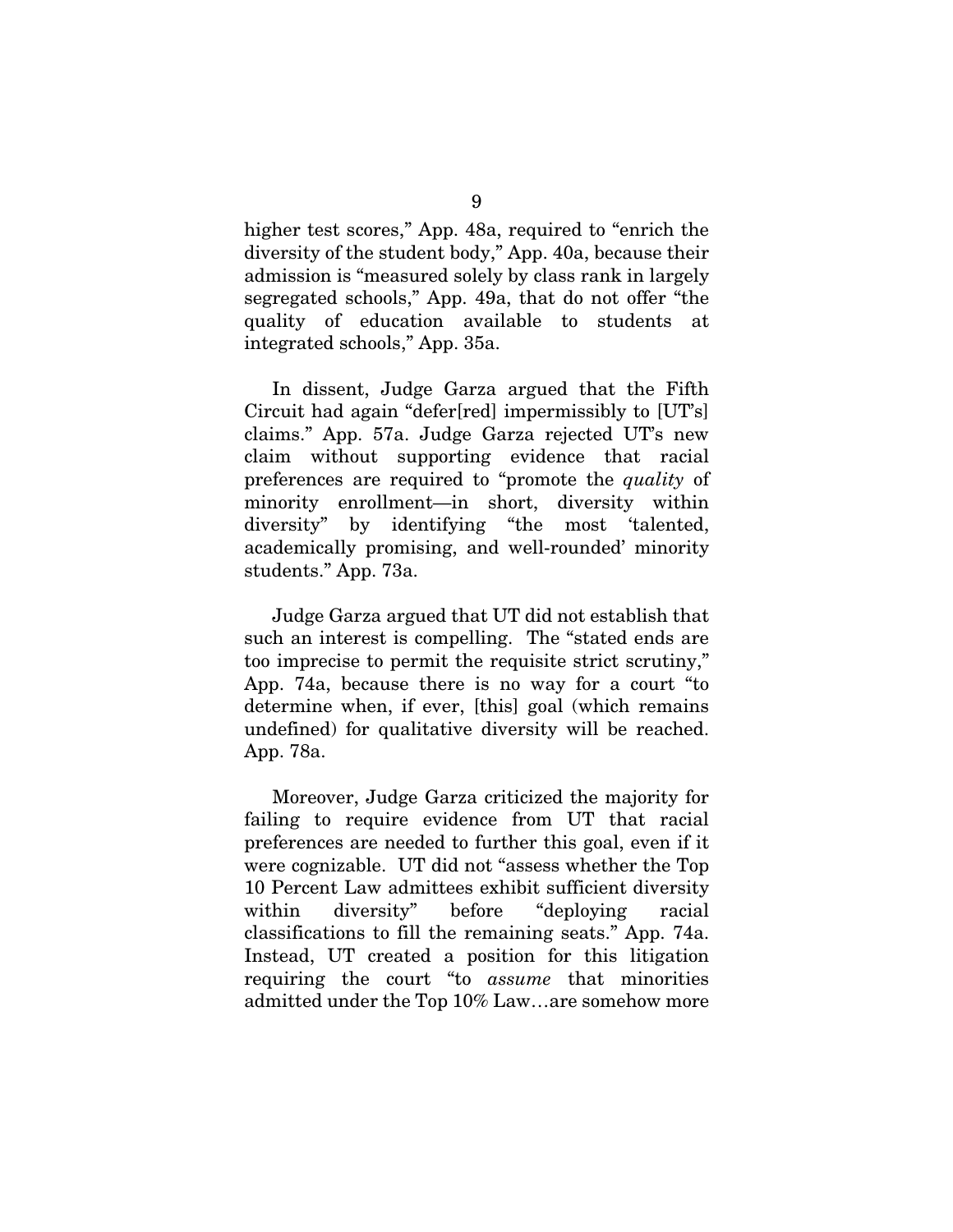higher test scores," App. 48a, required to "enrich the diversity of the student body," App. 40a, because their admission is "measured solely by class rank in largely segregated schools," App. 49a, that do not offer "the quality of education available to students at integrated schools," App. 35a.

In dissent, Judge Garza argued that the Fifth Circuit had again "defer[red] impermissibly to [UT's] claims." App. 57a. Judge Garza rejected UT's new claim without supporting evidence that racial preferences are required to "promote the *quality* of minority enrollment—in short, diversity within diversity" by identifying "the most 'talented, academically promising, and well-rounded' minority students." App. 73a.

Judge Garza argued that UT did not establish that such an interest is compelling. The "stated ends are too imprecise to permit the requisite strict scrutiny," App. 74a, because there is no way for a court "to determine when, if ever, [this] goal (which remains undefined) for qualitative diversity will be reached. App. 78a.

Moreover, Judge Garza criticized the majority for failing to require evidence from UT that racial preferences are needed to further this goal, even if it were cognizable. UT did not "assess whether the Top 10 Percent Law admittees exhibit sufficient diversity within diversity" before "deploying racial classifications to fill the remaining seats." App. 74a. Instead, UT created a position for this litigation requiring the court "to *assume* that minorities admitted under the Top 10% Law…are somehow more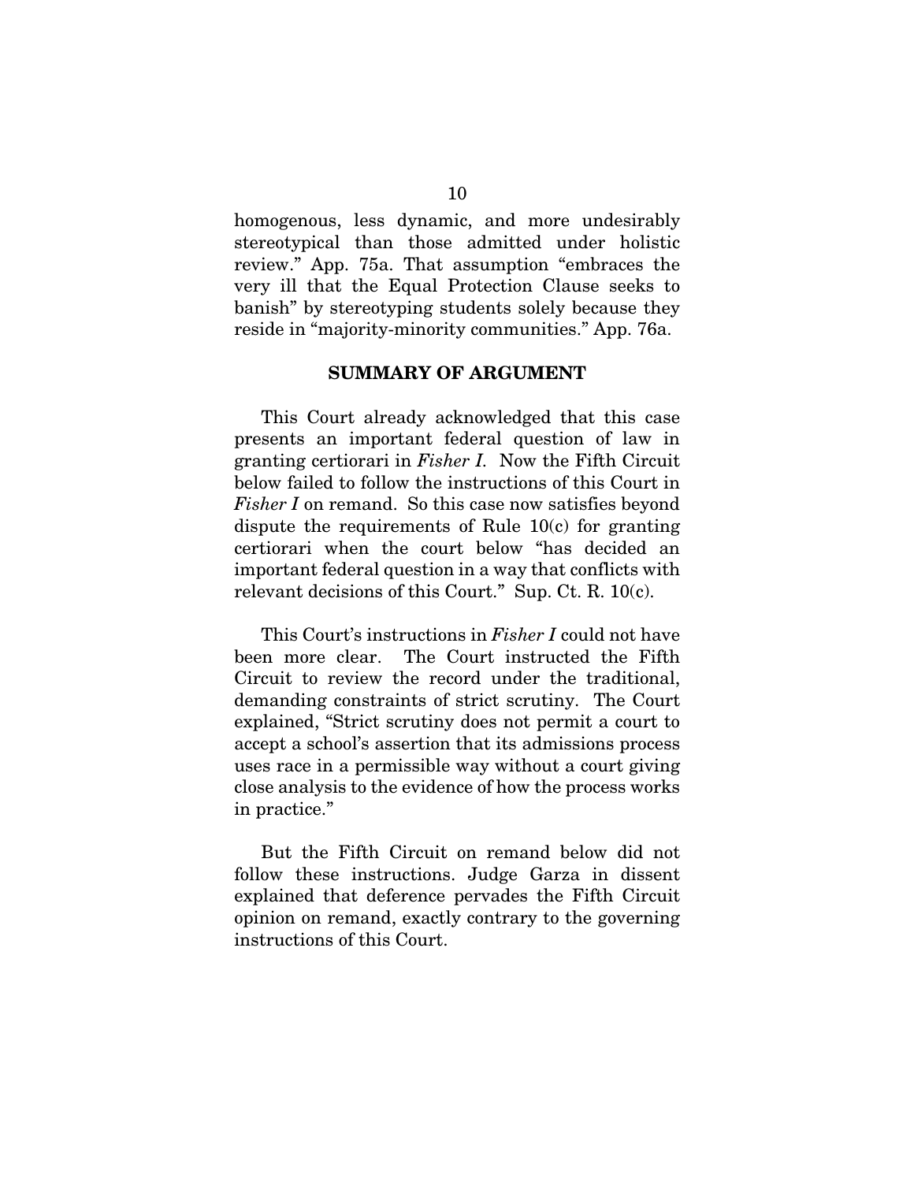homogenous, less dynamic, and more undesirably stereotypical than those admitted under holistic review." App. 75a. That assumption "embraces the very ill that the Equal Protection Clause seeks to banish" by stereotyping students solely because they reside in "majority-minority communities." App. 76a.

## SUMMARY OF ARGUMENT

This Court already acknowledged that this case presents an important federal question of law in granting certiorari in *Fisher I*. Now the Fifth Circuit below failed to follow the instructions of this Court in *Fisher I* on remand. So this case now satisfies beyond dispute the requirements of Rule 10(c) for granting certiorari when the court below "has decided an important federal question in a way that conflicts with relevant decisions of this Court." Sup. Ct. R. 10(c).

This Court's instructions in *Fisher I* could not have been more clear. The Court instructed the Fifth Circuit to review the record under the traditional, demanding constraints of strict scrutiny. The Court explained, "Strict scrutiny does not permit a court to accept a school's assertion that its admissions process uses race in a permissible way without a court giving close analysis to the evidence of how the process works in practice."

But the Fifth Circuit on remand below did not follow these instructions. Judge Garza in dissent explained that deference pervades the Fifth Circuit opinion on remand, exactly contrary to the governing instructions of this Court.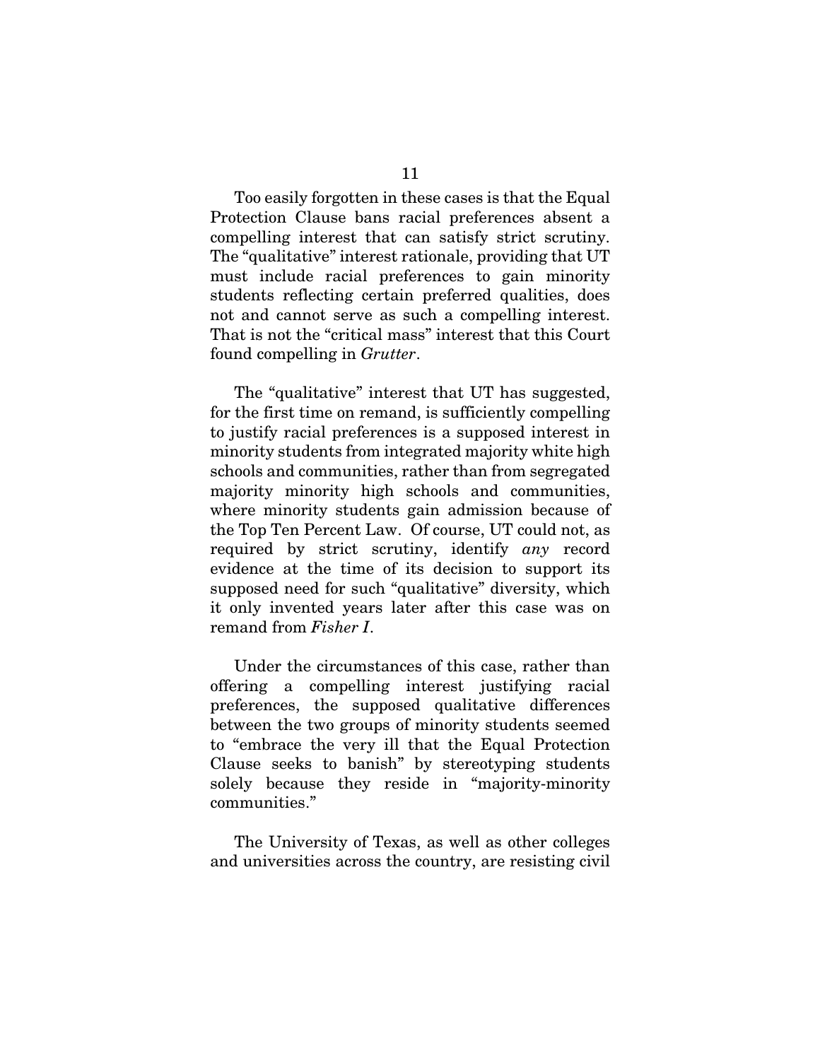Too easily forgotten in these cases is that the Equal Protection Clause bans racial preferences absent a compelling interest that can satisfy strict scrutiny. The "qualitative" interest rationale, providing that UT must include racial preferences to gain minority students reflecting certain preferred qualities, does not and cannot serve as such a compelling interest. That is not the "critical mass" interest that this Court found compelling in *Grutter*.

The "qualitative" interest that UT has suggested, for the first time on remand, is sufficiently compelling to justify racial preferences is a supposed interest in minority students from integrated majority white high schools and communities, rather than from segregated majority minority high schools and communities, where minority students gain admission because of the Top Ten Percent Law. Of course, UT could not, as required by strict scrutiny, identify *any* record evidence at the time of its decision to support its supposed need for such "qualitative" diversity, which it only invented years later after this case was on remand from *Fisher I*.

Under the circumstances of this case, rather than offering a compelling interest justifying racial preferences, the supposed qualitative differences between the two groups of minority students seemed to "embrace the very ill that the Equal Protection Clause seeks to banish" by stereotyping students solely because they reside in "majority-minority communities."

The University of Texas, as well as other colleges and universities across the country, are resisting civil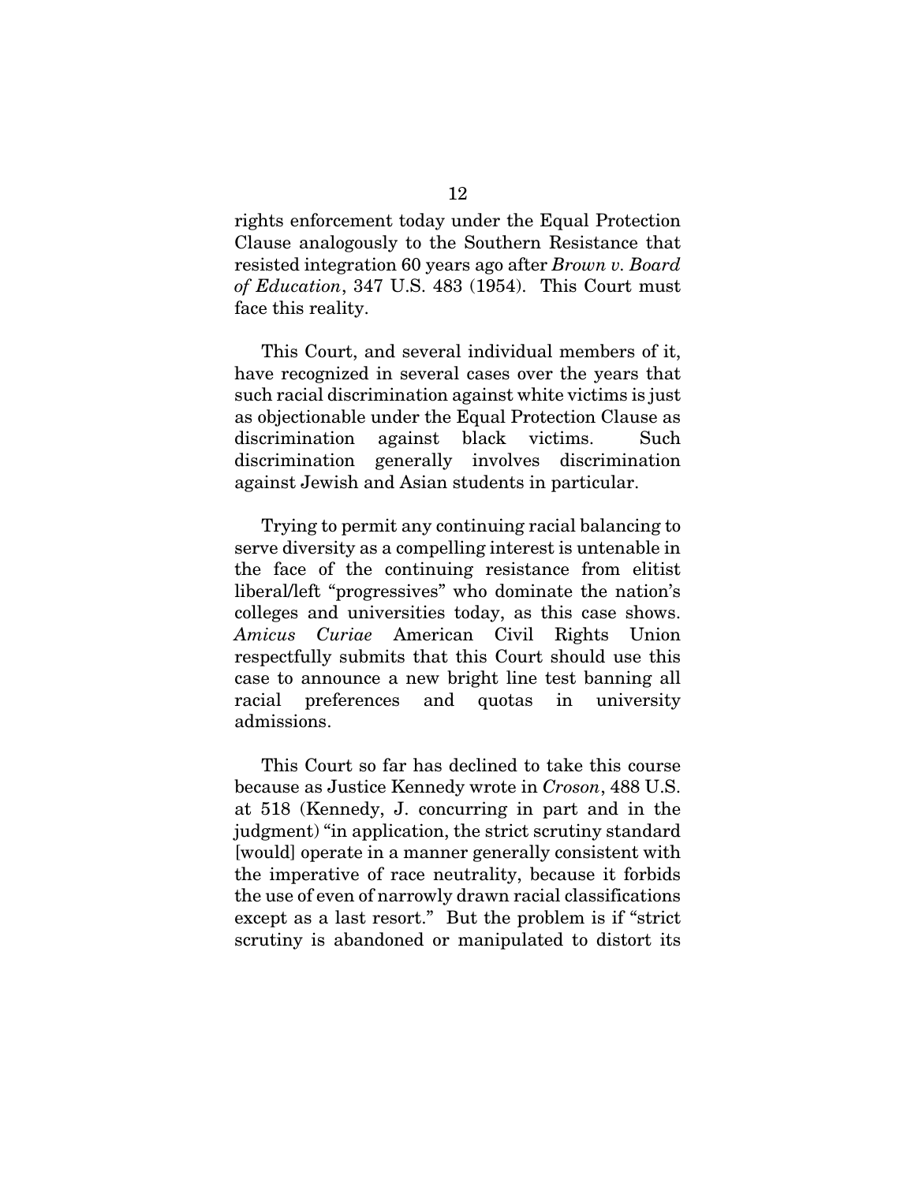rights enforcement today under the Equal Protection Clause analogously to the Southern Resistance that resisted integration 60 years ago after *Brown v. Board of Education*, 347 U.S. 483 (1954). This Court must face this reality.

This Court, and several individual members of it, have recognized in several cases over the years that such racial discrimination against white victims is just as objectionable under the Equal Protection Clause as discrimination against black victims. Such discrimination generally involves discrimination against Jewish and Asian students in particular.

Trying to permit any continuing racial balancing to serve diversity as a compelling interest is untenable in the face of the continuing resistance from elitist liberal/left "progressives" who dominate the nation's colleges and universities today, as this case shows. *Amicus Curiae* American Civil Rights Union respectfully submits that this Court should use this case to announce a new bright line test banning all racial preferences and quotas in university admissions.

This Court so far has declined to take this course because as Justice Kennedy wrote in *Croson*, 488 U.S. at 518 (Kennedy, J. concurring in part and in the judgment) "in application, the strict scrutiny standard [would] operate in a manner generally consistent with the imperative of race neutrality, because it forbids the use of even of narrowly drawn racial classifications except as a last resort." But the problem is if "strict scrutiny is abandoned or manipulated to distort its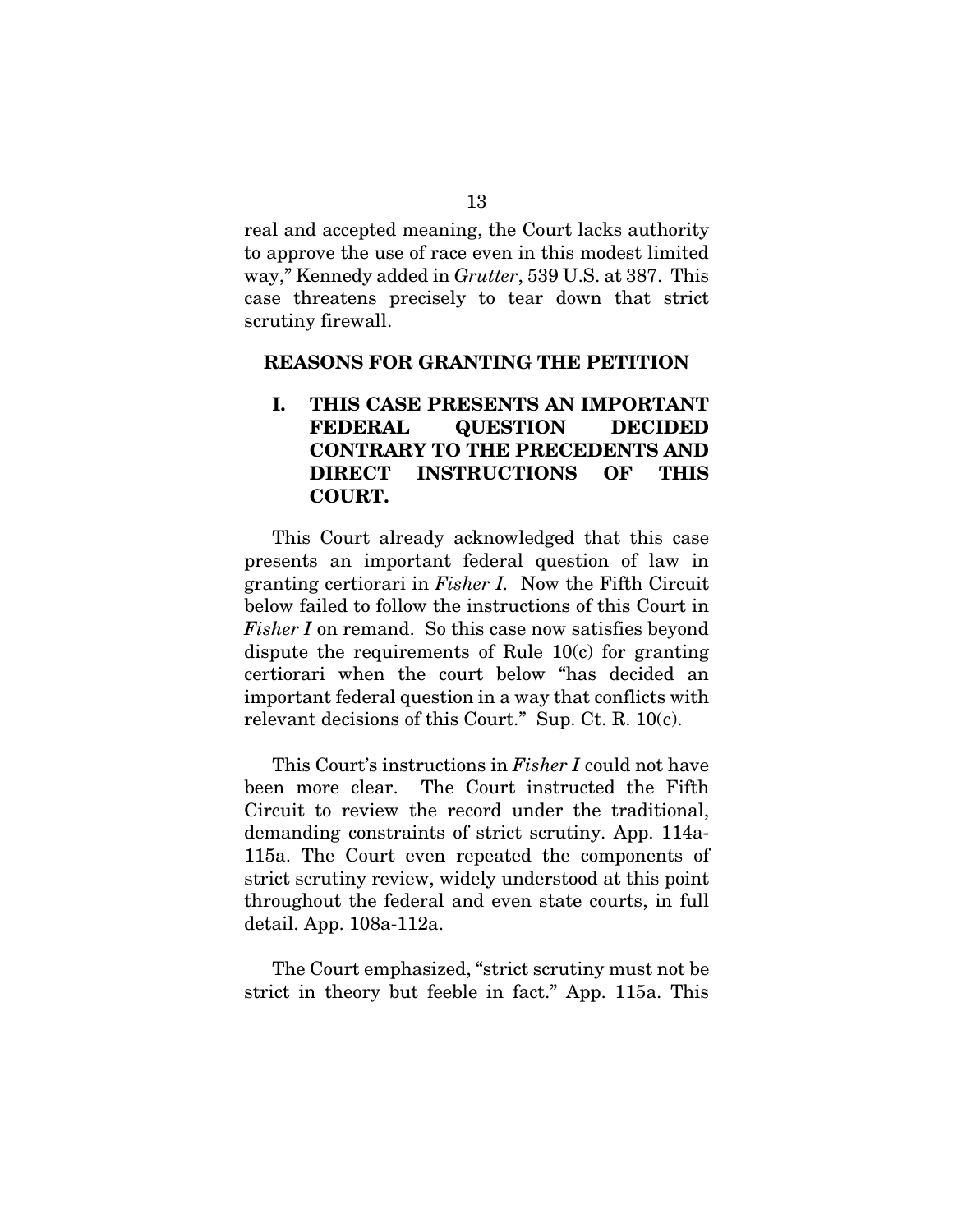real and accepted meaning, the Court lacks authority to approve the use of race even in this modest limited way," Kennedy added in *Grutter*, 539 U.S. at 387. This case threatens precisely to tear down that strict scrutiny firewall.

## REASONS FOR GRANTING THE PETITION

### I. THIS CASE PRESENTS AN IMPORTANT FEDERAL QUESTION DECIDED CONTRARY TO THE PRECEDENTS AND DIRECT INSTRUCTIONS OF THIS COURT.

This Court already acknowledged that this case presents an important federal question of law in granting certiorari in *Fisher I*. Now the Fifth Circuit below failed to follow the instructions of this Court in *Fisher I* on remand. So this case now satisfies beyond dispute the requirements of Rule 10(c) for granting certiorari when the court below "has decided an important federal question in a way that conflicts with relevant decisions of this Court." Sup. Ct. R. 10(c).

This Court's instructions in *Fisher I* could not have been more clear. The Court instructed the Fifth Circuit to review the record under the traditional, demanding constraints of strict scrutiny. App. 114a-115a. The Court even repeated the components of strict scrutiny review, widely understood at this point throughout the federal and even state courts, in full detail. App. 108a-112a.

The Court emphasized, "strict scrutiny must not be strict in theory but feeble in fact." App. 115a. This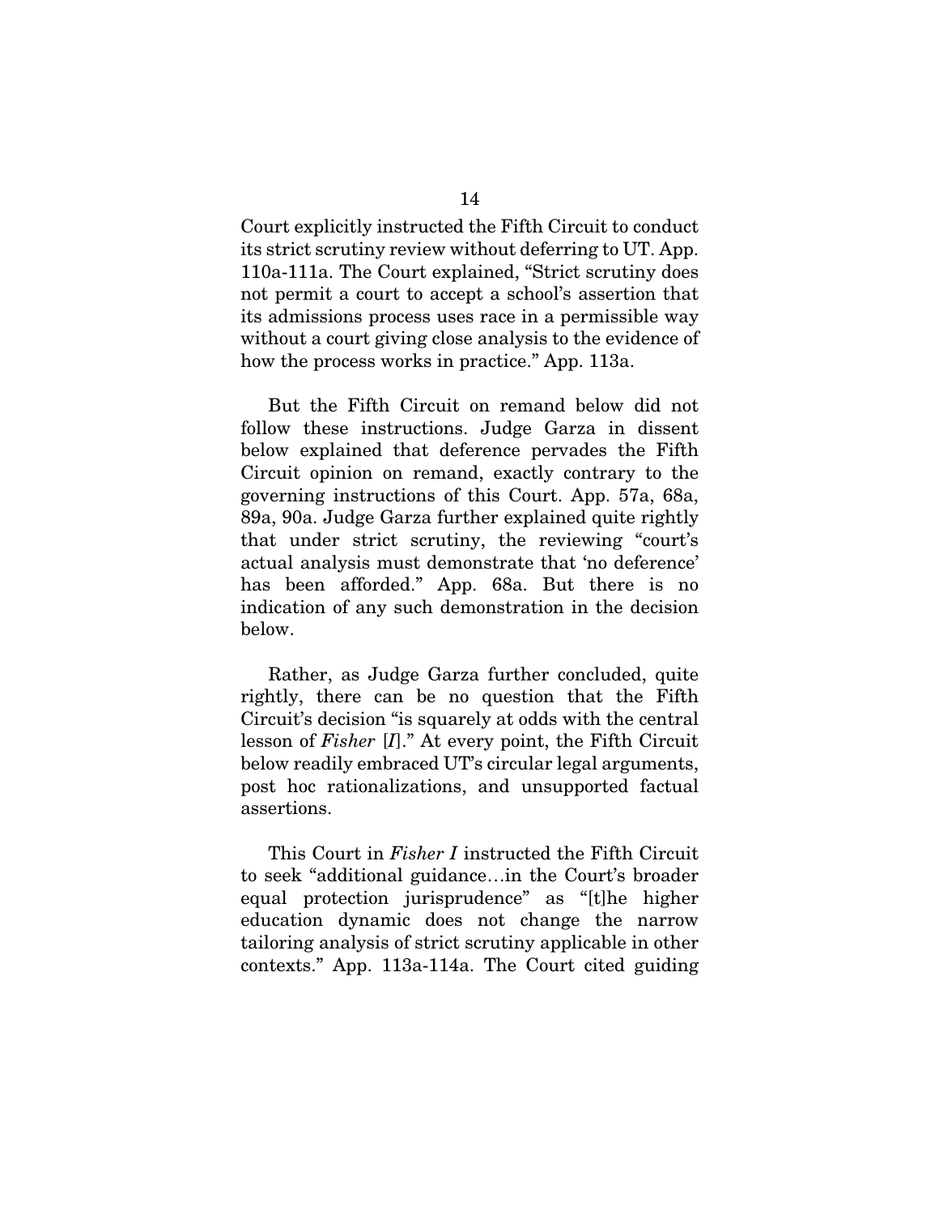Court explicitly instructed the Fifth Circuit to conduct its strict scrutiny review without deferring to UT. App. 110a-111a. The Court explained, "Strict scrutiny does not permit a court to accept a school's assertion that its admissions process uses race in a permissible way without a court giving close analysis to the evidence of how the process works in practice." App. 113a.

But the Fifth Circuit on remand below did not follow these instructions. Judge Garza in dissent below explained that deference pervades the Fifth Circuit opinion on remand, exactly contrary to the governing instructions of this Court. App. 57a, 68a, 89a, 90a. Judge Garza further explained quite rightly that under strict scrutiny, the reviewing "court's actual analysis must demonstrate that 'no deference' has been afforded." App. 68a. But there is no indication of any such demonstration in the decision below.

Rather, as Judge Garza further concluded, quite rightly, there can be no question that the Fifth Circuit's decision "is squarely at odds with the central lesson of *Fisher* [*I*]." At every point, the Fifth Circuit below readily embraced UT's circular legal arguments, post hoc rationalizations, and unsupported factual assertions.

This Court in *Fisher I* instructed the Fifth Circuit to seek "additional guidance…in the Court's broader equal protection jurisprudence" as "[t]he higher education dynamic does not change the narrow tailoring analysis of strict scrutiny applicable in other contexts." App. 113a-114a. The Court cited guiding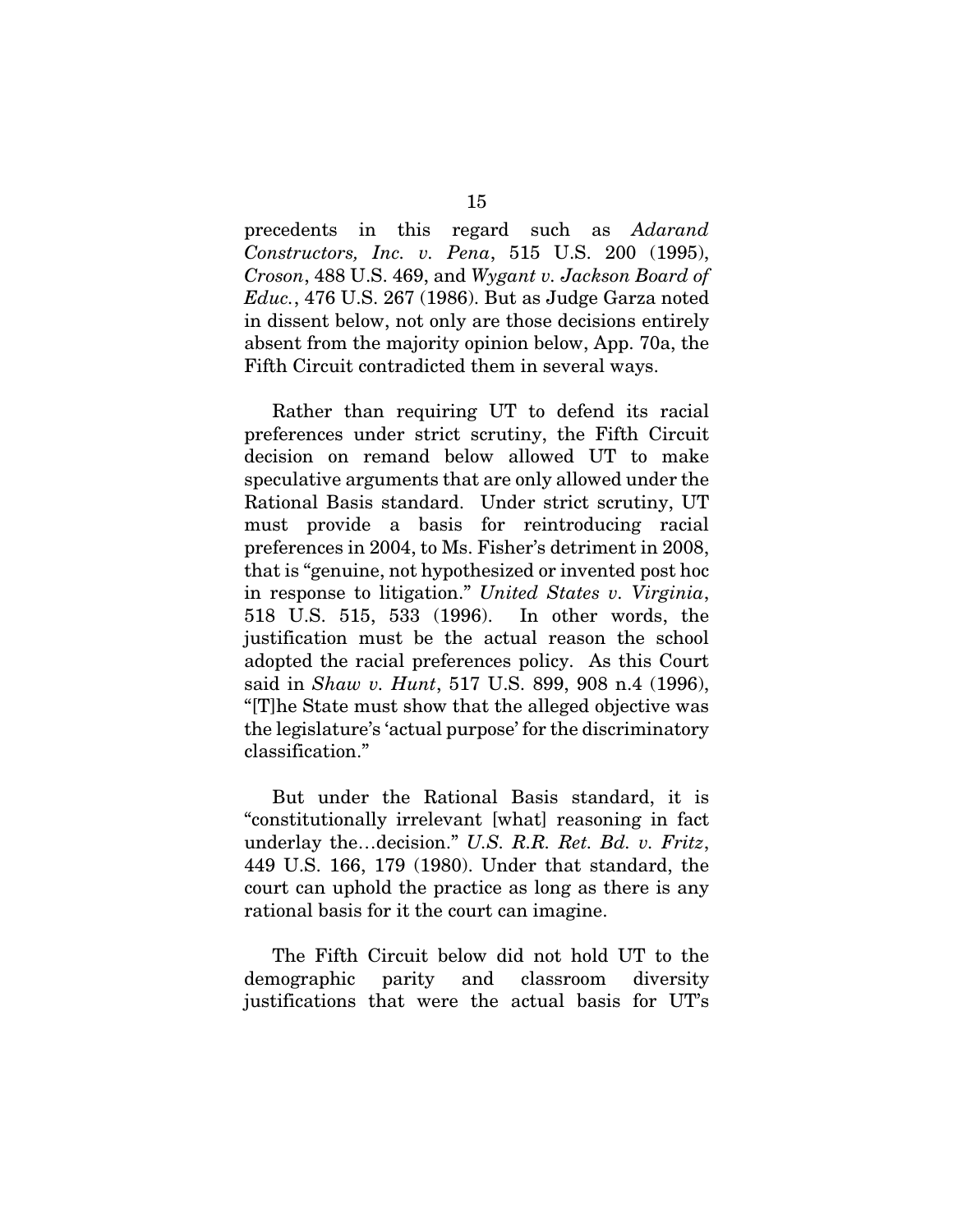precedents in this regard such as *Adarand Constructors, Inc. v. Pena*, 515 U.S. 200 (1995), *Croson*, 488 U.S. 469, and *Wygant v. Jackson Board of Educ.*, 476 U.S. 267 (1986). But as Judge Garza noted in dissent below, not only are those decisions entirely absent from the majority opinion below, App. 70a, the Fifth Circuit contradicted them in several ways.

Rather than requiring UT to defend its racial preferences under strict scrutiny, the Fifth Circuit decision on remand below allowed UT to make speculative arguments that are only allowed under the Rational Basis standard. Under strict scrutiny, UT must provide a basis for reintroducing racial preferences in 2004, to Ms. Fisher's detriment in 2008, that is "genuine, not hypothesized or invented post hoc in response to litigation." *United States v. Virginia*, 518 U.S. 515, 533 (1996). In other words, the justification must be the actual reason the school adopted the racial preferences policy. As this Court said in *Shaw v. Hunt*, 517 U.S. 899, 908 n.4 (1996), "[T]he State must show that the alleged objective was the legislature's 'actual purpose' for the discriminatory classification."

But under the Rational Basis standard, it is "constitutionally irrelevant [what] reasoning in fact underlay the…decision." *U.S. R.R. Ret. Bd. v. Fritz*, 449 U.S. 166, 179 (1980). Under that standard, the court can uphold the practice as long as there is any rational basis for it the court can imagine.

The Fifth Circuit below did not hold UT to the demographic parity and classroom diversity justifications that were the actual basis for UT's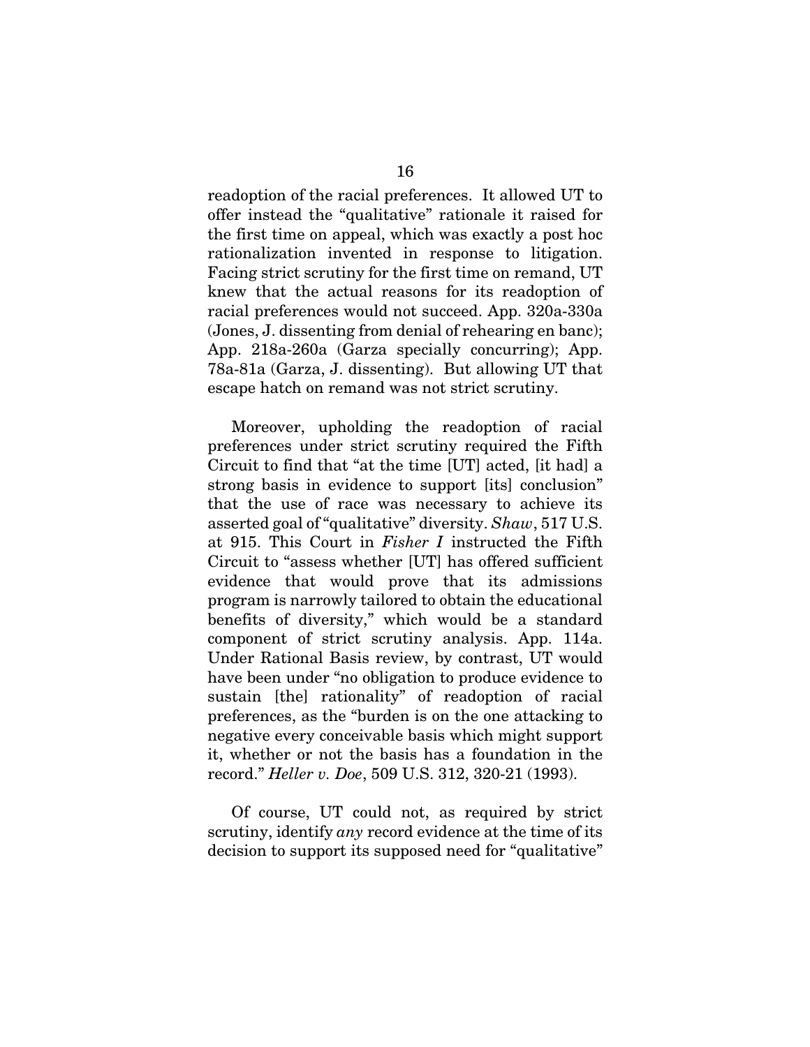readoption of the racial preferences. It allowed UT to offer instead the "qualitative" rationale it raised for the first time on appeal, which was exactly a post hoc rationalization invented in response to litigation. Facing strict scrutiny for the first time on remand, UT knew that the actual reasons for its readoption of racial preferences would not succeed. App. 320a-330a (Jones, J. dissenting from denial of rehearing en banc); App. 218a-260a (Garza specially concurring); App. 78a-81a (Garza, J. dissenting). But allowing UT that escape hatch on remand was not strict scrutiny.

Moreover, upholding the readoption of racial preferences under strict scrutiny required the Fifth Circuit to find that "at the time [UT] acted, [it had] a strong basis in evidence to support [its] conclusion" that the use of race was necessary to achieve its asserted goal of "qualitative" diversity. *Shaw*, 517 U.S. at 915. This Court in *Fisher I* instructed the Fifth Circuit to "assess whether [UT] has offered sufficient evidence that would prove that its admissions program is narrowly tailored to obtain the educational benefits of diversity," which would be a standard component of strict scrutiny analysis. App. 114a. Under Rational Basis review, by contrast, UT would have been under "no obligation to produce evidence to sustain [the] rationality" of readoption of racial preferences, as the "burden is on the one attacking to negative every conceivable basis which might support it, whether or not the basis has a foundation in the record." *Heller v. Doe*, 509 U.S. 312, 320-21 (1993).

Of course, UT could not, as required by strict scrutiny, identify *any* record evidence at the time of its decision to support its supposed need for "qualitative"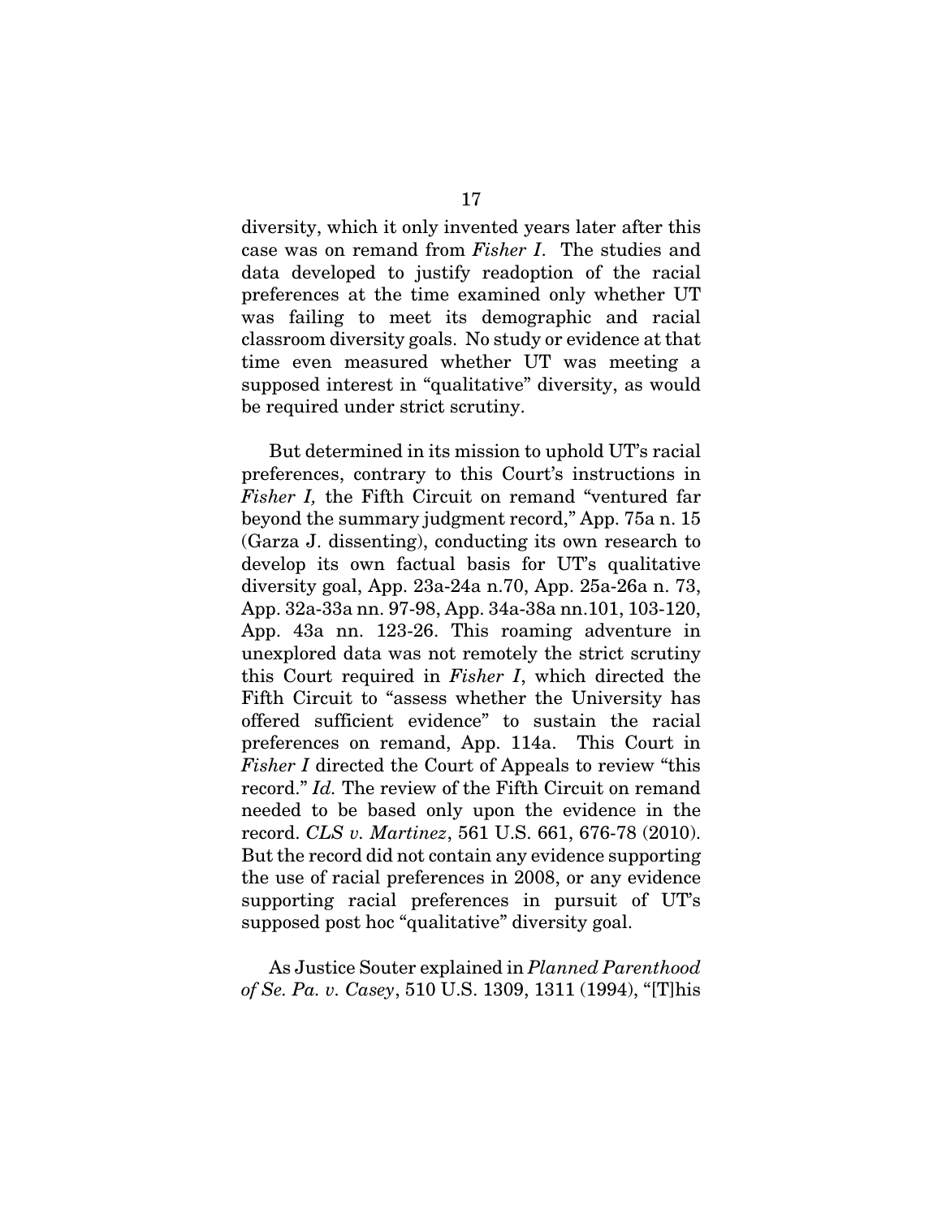diversity, which it only invented years later after this case was on remand from *Fisher I*. The studies and data developed to justify readoption of the racial preferences at the time examined only whether UT was failing to meet its demographic and racial classroom diversity goals. No study or evidence at that time even measured whether UT was meeting a supposed interest in "qualitative" diversity, as would be required under strict scrutiny.

But determined in its mission to uphold UT's racial preferences, contrary to this Court's instructions in *Fisher I,* the Fifth Circuit on remand "ventured far beyond the summary judgment record," App. 75a n. 15 (Garza J. dissenting), conducting its own research to develop its own factual basis for UT's qualitative diversity goal, App. 23a-24a n.70, App. 25a-26a n. 73, App. 32a-33a nn. 97-98, App. 34a-38a nn.101, 103-120, App. 43a nn. 123-26. This roaming adventure in unexplored data was not remotely the strict scrutiny this Court required in *Fisher I*, which directed the Fifth Circuit to "assess whether the University has offered sufficient evidence" to sustain the racial preferences on remand, App. 114a. This Court in *Fisher I* directed the Court of Appeals to review "this record." *Id.* The review of the Fifth Circuit on remand needed to be based only upon the evidence in the record. *CLS v. Martinez*, 561 U.S. 661, 676-78 (2010). But the record did not contain any evidence supporting the use of racial preferences in 2008, or any evidence supporting racial preferences in pursuit of UT's supposed post hoc "qualitative" diversity goal.

As Justice Souter explained in *Planned Parenthood of Se. Pa. v. Casey*, 510 U.S. 1309, 1311 (1994), "[T]his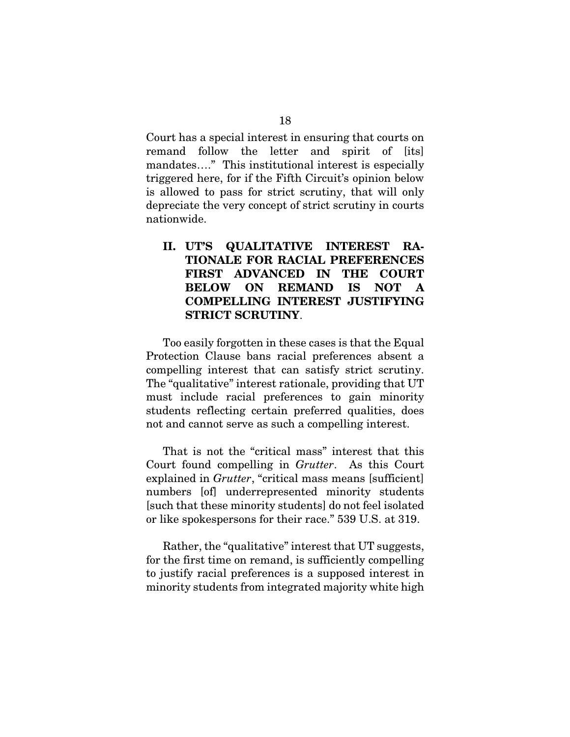Court has a special interest in ensuring that courts on remand follow the letter and spirit of [its] mandates…." This institutional interest is especially triggered here, for if the Fifth Circuit's opinion below is allowed to pass for strict scrutiny, that will only depreciate the very concept of strict scrutiny in courts nationwide.

## II. UT'S QUALITATIVE INTEREST RATIONALE FOR RACIAL PREFERENCES FIRST ADVANCED IN THE COURT BELOW ON REMAND IS NOT A COMPELLING INTEREST JUSTIFYING STRICT SCRUTINY.

Too easily forgotten in these cases is that the Equal Protection Clause bans racial preferences absent a compelling interest that can satisfy strict scrutiny. The "qualitative" interest rationale, providing that UT must include racial preferences to gain minority students reflecting certain preferred qualities, does not and cannot serve as such a compelling interest.

That is not the "critical mass" interest that this Court found compelling in *Grutter*. As this Court explained in *Grutter*, "critical mass means [sufficient] numbers [of] underrepresented minority students [such that these minority students] do not feel isolated or like spokespersons for their race." 539 U.S. at 319.

Rather, the "qualitative" interest that UT suggests, for the first time on remand, is sufficiently compelling to justify racial preferences is a supposed interest in minority students from integrated majority white high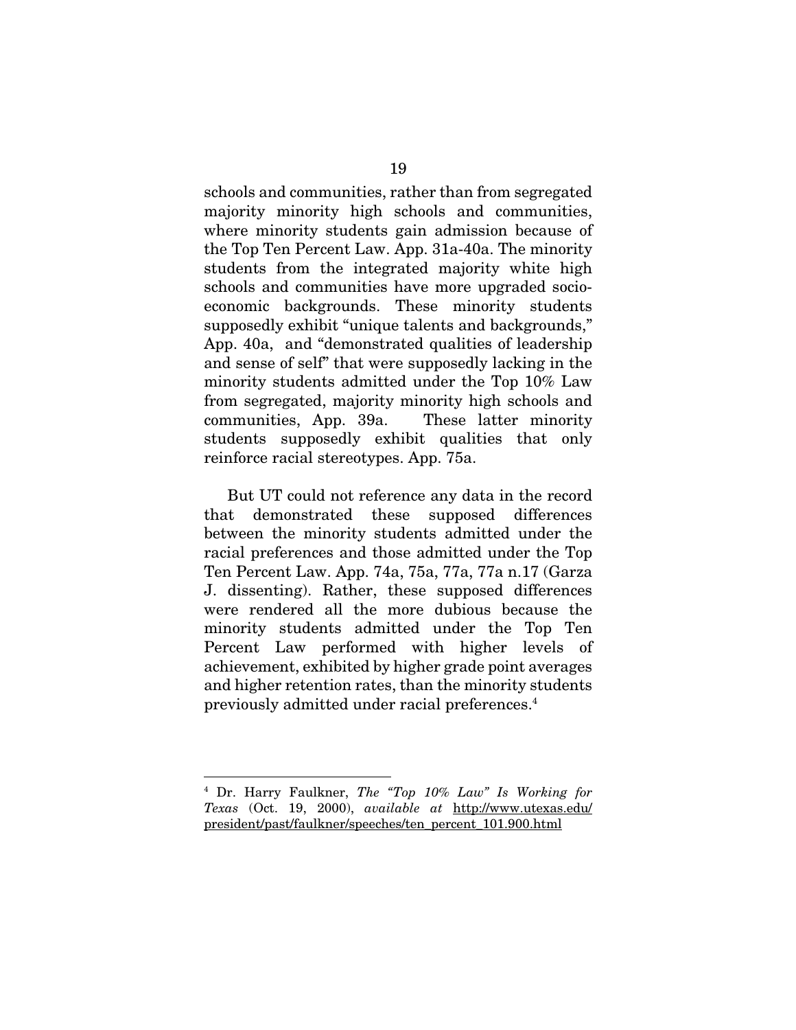schools and communities, rather than from segregated majority minority high schools and communities, where minority students gain admission because of the Top Ten Percent Law. App. 31a-40a. The minority students from the integrated majority white high schools and communities have more upgraded socio-economic backgrounds. These minority students supposedly exhibit "unique talents and backgrounds," App. 40a, and "demonstrated qualities of leadership and sense of self" that were supposedly lacking in the minority students admitted under the Top 10% Law from segregated, majority minority high schools and communities, App. 39a. These latter minority students supposedly exhibit qualities that only reinforce racial stereotypes. App. 75a.

But UT could not reference any data in the record that demonstrated these supposed differences between the minority students admitted under the racial preferences and those admitted under the Top Ten Percent Law. App. 74a, 75a, 77a, 77a n.17 (Garza J. dissenting). Rather, these supposed differences were rendered all the more dubious because the minority students admitted under the Top Ten Percent Law performed with higher levels of achievement, exhibited by higher grade point averages and higher retention rates, than the minority students previously admitted under racial preferences.[4]

---

[4] Dr. Harry Faulkner, *The "Top 10% Law" Is Working for Texas* (Oct. 19, 2000), *available at* http://www.utexas.edu/president/past/faulkner/speeches/ten_percent_101.900.html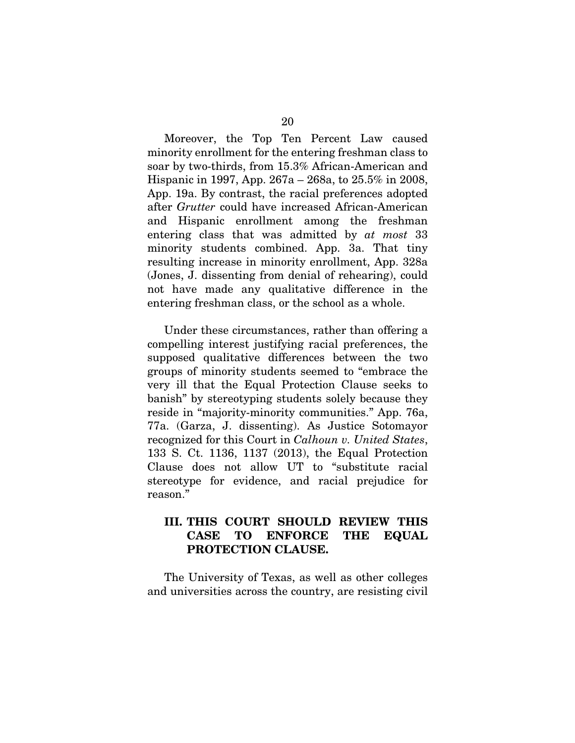Moreover, the Top Ten Percent Law caused minority enrollment for the entering freshman class to soar by two-thirds, from 15.3% African-American and Hispanic in 1997, App. 267a – 268a, to 25.5% in 2008, App. 19a. By contrast, the racial preferences adopted after *Grutter* could have increased African-American and Hispanic enrollment among the freshman entering class that was admitted by *at most* 33 minority students combined. App. 3a. That tiny resulting increase in minority enrollment, App. 328a (Jones, J. dissenting from denial of rehearing), could not have made any qualitative difference in the entering freshman class, or the school as a whole.

Under these circumstances, rather than offering a compelling interest justifying racial preferences, the supposed qualitative differences between the two groups of minority students seemed to "embrace the very ill that the Equal Protection Clause seeks to banish" by stereotyping students solely because they reside in "majority-minority communities." App. 76a, 77a. (Garza, J. dissenting). As Justice Sotomayor recognized for this Court in *Calhoun v. United States*, 133 S. Ct. 1136, 1137 (2013), the Equal Protection Clause does not allow UT to "substitute racial stereotype for evidence, and racial prejudice for reason."

## III. THIS COURT SHOULD REVIEW THIS CASE TO ENFORCE THE EQUAL PROTECTION CLAUSE.

The University of Texas, as well as other colleges and universities across the country, are resisting civil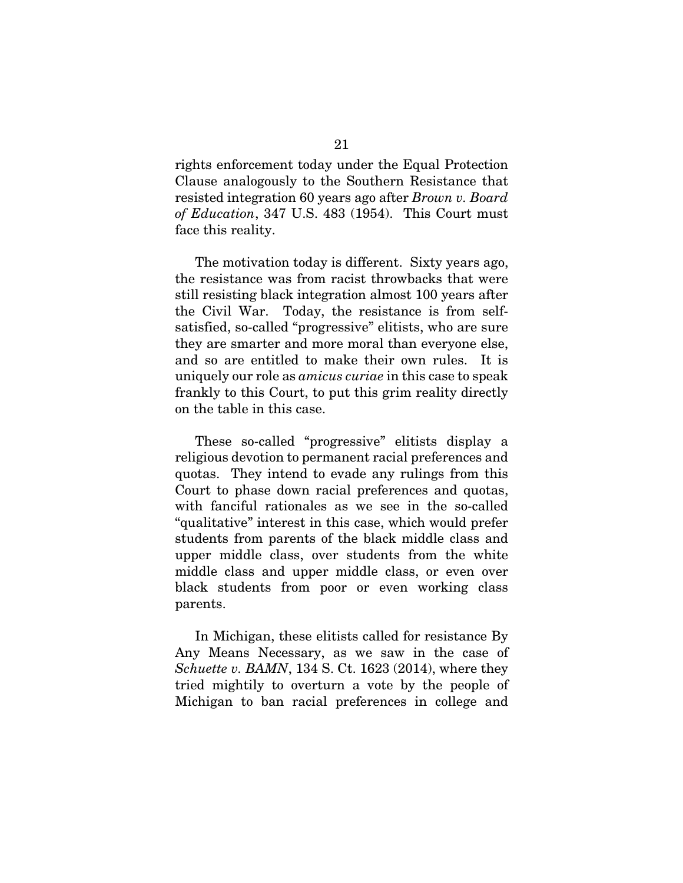rights enforcement today under the Equal Protection Clause analogously to the Southern Resistance that resisted integration 60 years ago after *Brown v. Board of Education*, 347 U.S. 483 (1954). This Court must face this reality.

The motivation today is different. Sixty years ago, the resistance was from racist throwbacks that were still resisting black integration almost 100 years after the Civil War. Today, the resistance is from self-satisfied, so-called "progressive" elitists, who are sure they are smarter and more moral than everyone else, and so are entitled to make their own rules. It is uniquely our role as *amicus curiae* in this case to speak frankly to this Court, to put this grim reality directly on the table in this case.

These so-called "progressive" elitists display a religious devotion to permanent racial preferences and quotas. They intend to evade any rulings from this Court to phase down racial preferences and quotas, with fanciful rationales as we see in the so-called "qualitative" interest in this case, which would prefer students from parents of the black middle class and upper middle class, over students from the white middle class and upper middle class, or even over black students from poor or even working class parents.

In Michigan, these elitists called for resistance By Any Means Necessary, as we saw in the case of *Schuette v. BAMN*, 134 S. Ct. 1623 (2014), where they tried mightily to overturn a vote by the people of Michigan to ban racial preferences in college and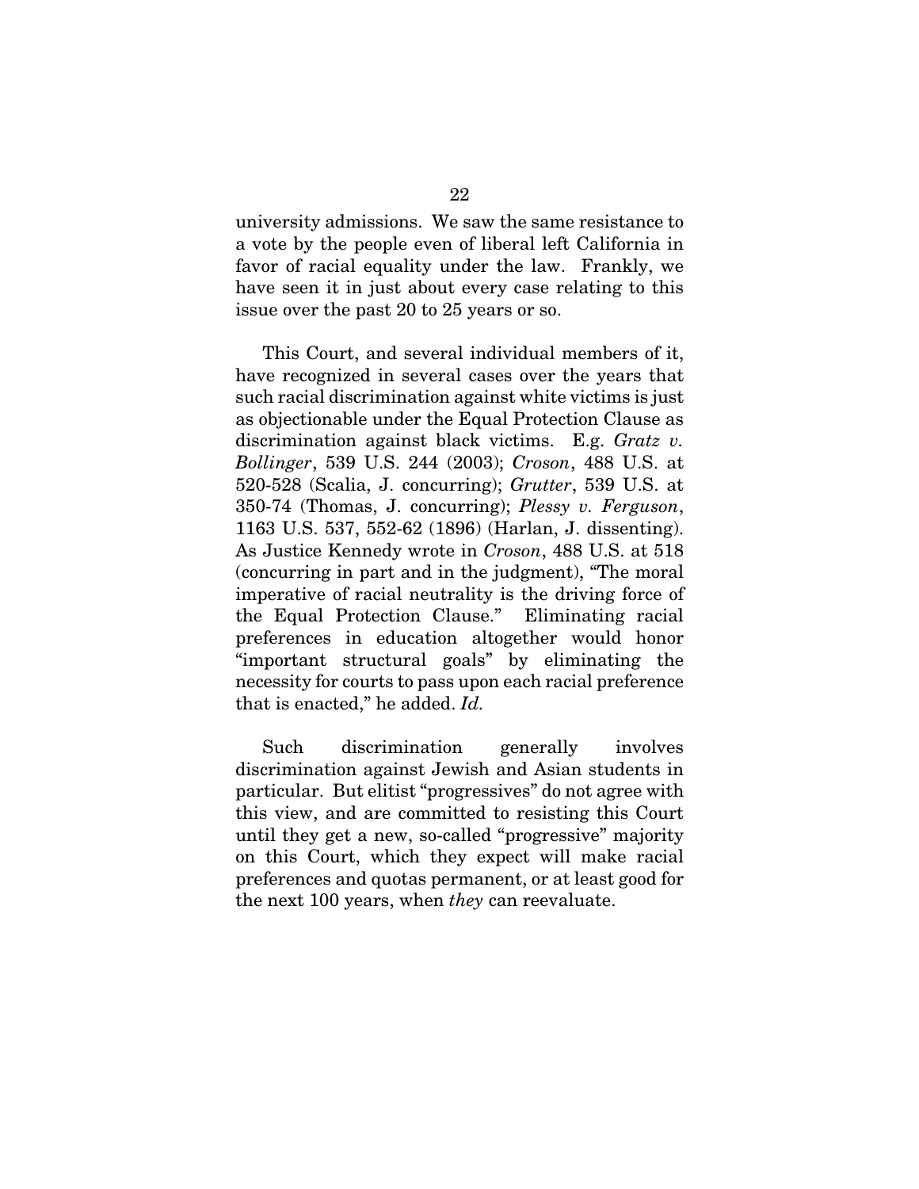university admissions. We saw the same resistance to a vote by the people even of liberal left California in favor of racial equality under the law. Frankly, we have seen it in just about every case relating to this issue over the past 20 to 25 years or so.

This Court, and several individual members of it, have recognized in several cases over the years that such racial discrimination against white victims is just as objectionable under the Equal Protection Clause as discrimination against black victims. E.g. *Gratz v. Bollinger*, 539 U.S. 244 (2003); *Croson*, 488 U.S. at 520-528 (Scalia, J. concurring); *Grutter*, 539 U.S. at 350-74 (Thomas, J. concurring); *Plessy v. Ferguson*, 1163 U.S. 537, 552-62 (1896) (Harlan, J. dissenting). As Justice Kennedy wrote in *Croson*, 488 U.S. at 518 (concurring in part and in the judgment), "The moral imperative of racial neutrality is the driving force of the Equal Protection Clause." Eliminating racial preferences in education altogether would honor "important structural goals" by eliminating the necessity for courts to pass upon each racial preference that is enacted," he added. *Id.*

Such discrimination generally involves discrimination against Jewish and Asian students in particular. But elitist "progressives" do not agree with this view, and are committed to resisting this Court until they get a new, so-called "progressive" majority on this Court, which they expect will make racial preferences and quotas permanent, or at least good for the next 100 years, when *they* can reevaluate.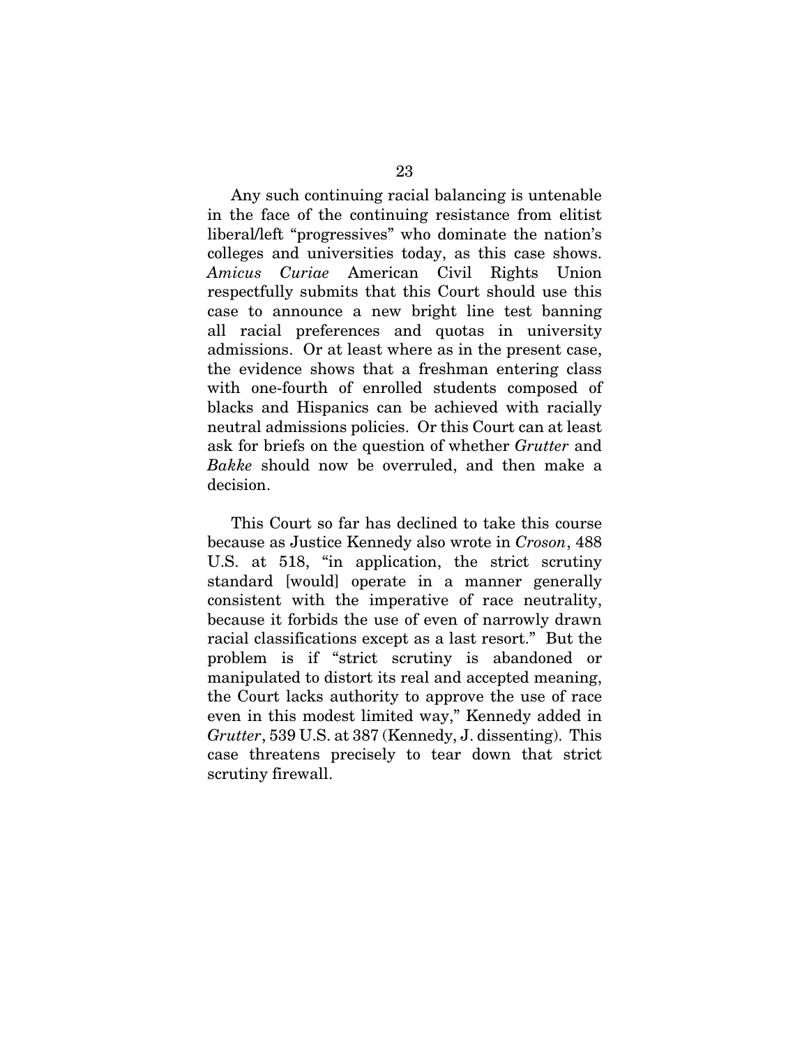Any such continuing racial balancing is untenable in the face of the continuing resistance from elitist liberal/left "progressives" who dominate the nation's colleges and universities today, as this case shows. *Amicus Curiae* American Civil Rights Union respectfully submits that this Court should use this case to announce a new bright line test banning all racial preferences and quotas in university admissions. Or at least where as in the present case, the evidence shows that a freshman entering class with one-fourth of enrolled students composed of blacks and Hispanics can be achieved with racially neutral admissions policies. Or this Court can at least ask for briefs on the question of whether *Grutter* and *Bakke* should now be overruled, and then make a decision.

This Court so far has declined to take this course because as Justice Kennedy also wrote in *Croson*, 488 U.S. at 518, "in application, the strict scrutiny standard [would] operate in a manner generally consistent with the imperative of race neutrality, because it forbids the use of even of narrowly drawn racial classifications except as a last resort." But the problem is if "strict scrutiny is abandoned or manipulated to distort its real and accepted meaning, the Court lacks authority to approve the use of race even in this modest limited way," Kennedy added in *Grutter*, 539 U.S. at 387 (Kennedy, J. dissenting). This case threatens precisely to tear down that strict scrutiny firewall.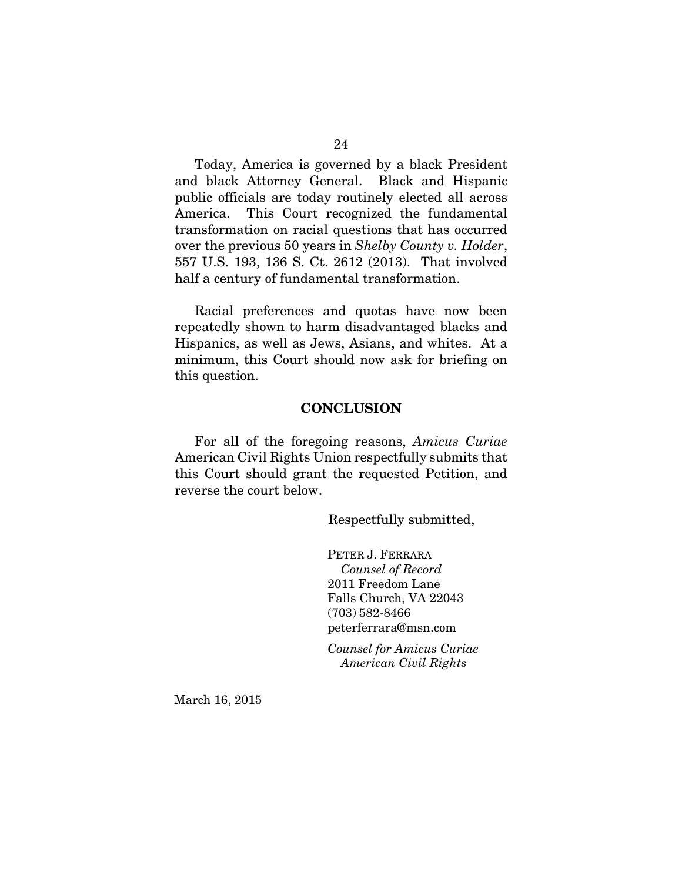Today, America is governed by a black President and black Attorney General. Black and Hispanic public officials are today routinely elected all across America. This Court recognized the fundamental transformation on racial questions that has occurred over the previous 50 years in *Shelby County v. Holder*, 557 U.S. 193, 136 S. Ct. 2612 (2013). That involved half a century of fundamental transformation.

Racial preferences and quotas have now been repeatedly shown to harm disadvantaged blacks and Hispanics, as well as Jews, Asians, and whites. At a minimum, this Court should now ask for briefing on this question.

## CONCLUSION

For all of the foregoing reasons, *Amicus Curiae* American Civil Rights Union respectfully submits that this Court should grant the requested Petition, and reverse the court below.

Respectfully submitted,

PETER J. FERRARA
*Counsel of Record*
2011 Freedom Lane
Falls Church, VA 22043
(703) 582-8466
peterferrara@msn.com

*Counsel for Amicus Curiae American Civil Rights*

March 16, 2015